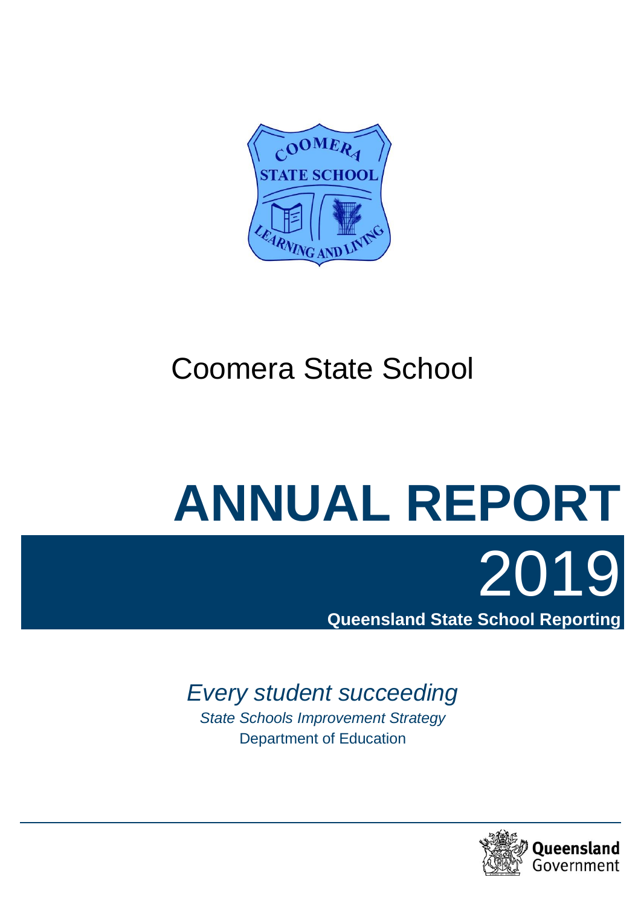# Coomera State School

# ANNUAL REPORT

# 2019

**Queensland State School Reporting**

*Every student succeeding*

*State Schools Improvement Strategy*

Department of Education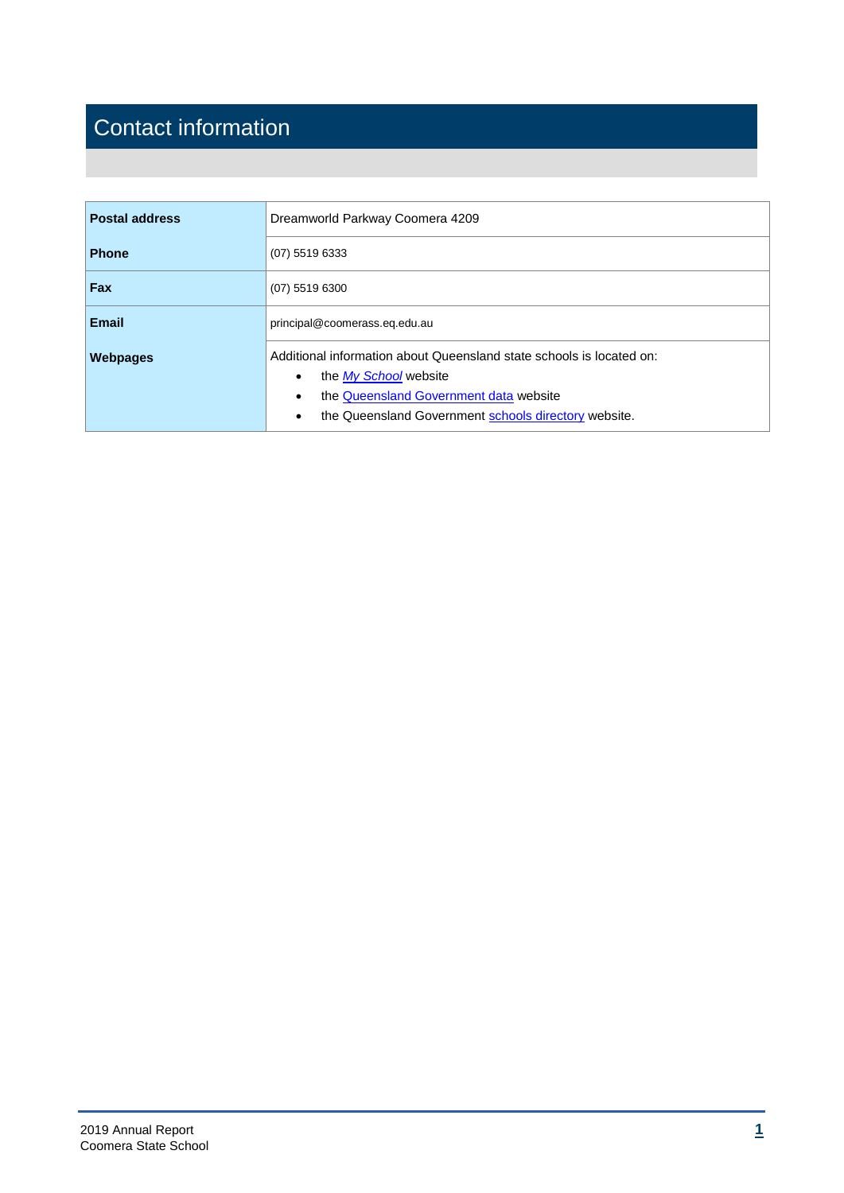# Contact information

| Postal address | Dreamworld Parkway Coomera 4209 |
|---|---|
| Phone | (07) 5519 6333 |
| Fax | (07) 5519 6300 |
| Email | principal@coomerass.eq.edu.au |
| Webpages | Additional information about Queensland state schools is located on:<br>• the *My School* website<br>• the Queensland Government data website<br>• the Queensland Government schools directory website. |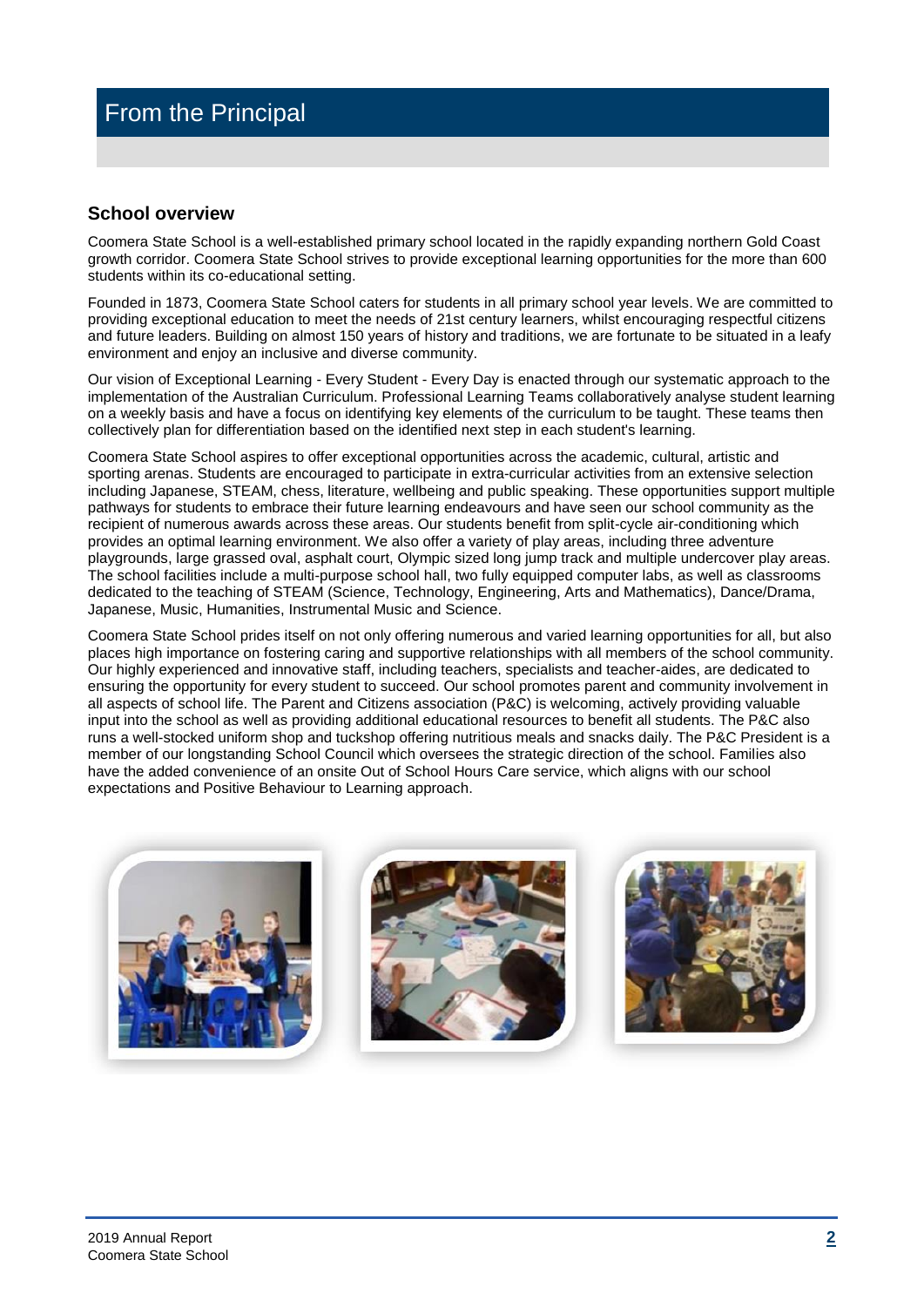# From the Principal

## School overview

Coomera State School is a well-established primary school located in the rapidly expanding northern Gold Coast growth corridor. Coomera State School strives to provide exceptional learning opportunities for the more than 600 students within its co-educational setting.

Founded in 1873, Coomera State School caters for students in all primary school year levels. We are committed to providing exceptional education to meet the needs of 21st century learners, whilst encouraging respectful citizens and future leaders. Building on almost 150 years of history and traditions, we are fortunate to be situated in a leafy environment and enjoy an inclusive and diverse community.

Our vision of Exceptional Learning - Every Student - Every Day is enacted through our systematic approach to the implementation of the Australian Curriculum. Professional Learning Teams collaboratively analyse student learning on a weekly basis and have a focus on identifying key elements of the curriculum to be taught. These teams then collectively plan for differentiation based on the identified next step in each student's learning.

Coomera State School aspires to offer exceptional opportunities across the academic, cultural, artistic and sporting arenas. Students are encouraged to participate in extra-curricular activities from an extensive selection including Japanese, STEAM, chess, literature, wellbeing and public speaking. These opportunities support multiple pathways for students to embrace their future learning endeavours and have seen our school community as the recipient of numerous awards across these areas. Our students benefit from split-cycle air-conditioning which provides an optimal learning environment. We also offer a variety of play areas, including three adventure playgrounds, large grassed oval, asphalt court, Olympic sized long jump track and multiple undercover play areas. The school facilities include a multi-purpose school hall, two fully equipped computer labs, as well as classrooms dedicated to the teaching of STEAM (Science, Technology, Engineering, Arts and Mathematics), Dance/Drama, Japanese, Music, Humanities, Instrumental Music and Science.

Coomera State School prides itself on not only offering numerous and varied learning opportunities for all, but also places high importance on fostering caring and supportive relationships with all members of the school community. Our highly experienced and innovative staff, including teachers, specialists and teacher-aides, are dedicated to ensuring the opportunity for every student to succeed. Our school promotes parent and community involvement in all aspects of school life. The Parent and Citizens association (P&C) is welcoming, actively providing valuable input into the school as well as providing additional educational resources to benefit all students. The P&C also runs a well-stocked uniform shop and tuckshop offering nutritious meals and snacks daily. The P&C President is a member of our longstanding School Council which oversees the strategic direction of the school. Families also have the added convenience of an onsite Out of School Hours Care service, which aligns with our school expectations and Positive Behaviour to Learning approach.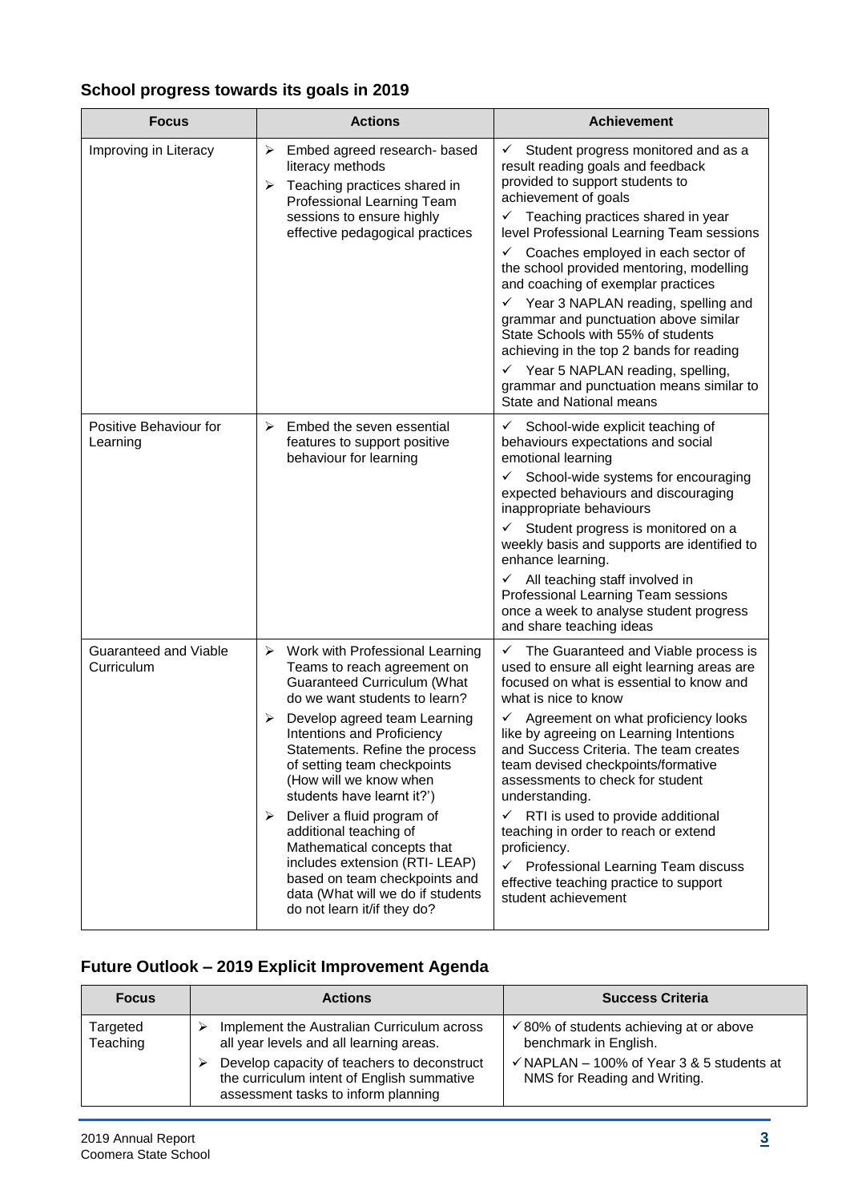## School progress towards its goals in 2019

| Focus | Actions | Achievement |
|---|---|---|
| Improving in Literacy | ➢ Embed agreed research- based literacy methods<br>➢ Teaching practices shared in Professional Learning Team sessions to ensure highly effective pedagogical practices | ✓ Student progress monitored and as a result reading goals and feedback provided to support students to achievement of goals<br>✓ Teaching practices shared in year level Professional Learning Team sessions<br>✓ Coaches employed in each sector of the school provided mentoring, modelling and coaching of exemplar practices<br>✓ Year 3 NAPLAN reading, spelling and grammar and punctuation above similar State Schools with 55% of students achieving in the top 2 bands for reading<br>✓ Year 5 NAPLAN reading, spelling, grammar and punctuation means similar to State and National means |
| Positive Behaviour for Learning | ➢ Embed the seven essential features to support positive behaviour for learning | ✓ School-wide explicit teaching of behaviours expectations and social emotional learning<br>✓ School-wide systems for encouraging expected behaviours and discouraging inappropriate behaviours<br>✓ Student progress is monitored on a weekly basis and supports are identified to enhance learning.<br>✓ All teaching staff involved in Professional Learning Team sessions once a week to analyse student progress and share teaching ideas |
| Guaranteed and Viable Curriculum | ➢ Work with Professional Learning Teams to reach agreement on Guaranteed Curriculum (What do we want students to learn?<br>➢ Develop agreed team Learning Intentions and Proficiency Statements. Refine the process of setting team checkpoints (How will we know when students have learnt it?')<br>➢ Deliver a fluid program of additional teaching of Mathematical concepts that includes extension (RTI- LEAP) based on team checkpoints and data (What will we do if students do not learn it/if they do? | ✓ The Guaranteed and Viable process is used to ensure all eight learning areas are focused on what is essential to know and what is nice to know<br>✓ Agreement on what proficiency looks like by agreeing on Learning Intentions and Success Criteria. The team creates team devised checkpoints/formative assessments to check for student understanding.<br>✓ RTI is used to provide additional teaching in order to reach or extend proficiency.<br>✓ Professional Learning Team discuss effective teaching practice to support student achievement |

## Future Outlook – 2019 Explicit Improvement Agenda

| Focus | Actions | Success Criteria |
|---|---|---|
| Targeted Teaching | ➢ Implement the Australian Curriculum across all year levels and all learning areas.<br>➢ Develop capacity of teachers to deconstruct the curriculum intent of English summative assessment tasks to inform planning | ✓80% of students achieving at or above benchmark in English.<br>✓NAPLAN – 100% of Year 3 & 5 students at NMS for Reading and Writing. |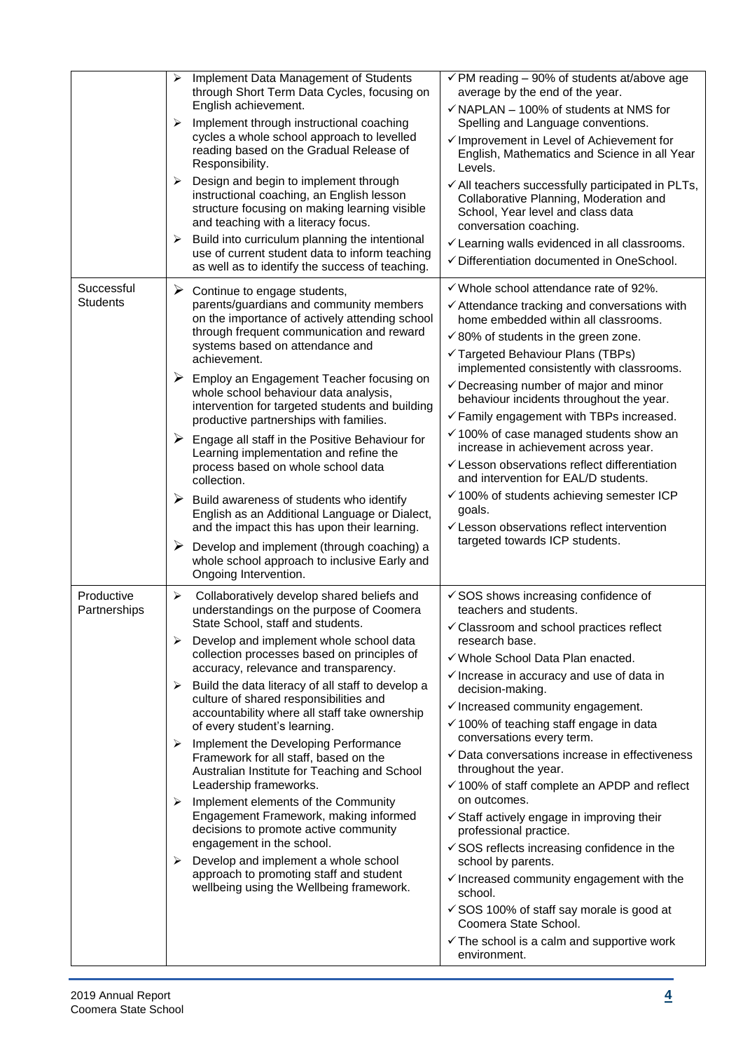|  |  |  |
|---|---|---|
|  | ➢ Implement Data Management of Students through Short Term Data Cycles, focusing on English achievement.<br>➢ Implement through instructional coaching cycles a whole school approach to levelled reading based on the Gradual Release of Responsibility.<br>➢ Design and begin to implement through instructional coaching, an English lesson structure focusing on making learning visible and teaching with a literacy focus.<br>➢ Build into curriculum planning the intentional use of current student data to inform teaching as well as to identify the success of teaching. | ✓ PM reading – 90% of students at/above age average by the end of the year.<br>✓ NAPLAN – 100% of students at NMS for Spelling and Language conventions.<br>✓ Improvement in Level of Achievement for English, Mathematics and Science in all Year Levels.<br>✓ All teachers successfully participated in PLTs, Collaborative Planning, Moderation and School, Year level and class data conversation coaching.<br>✓ Learning walls evidenced in all classrooms.<br>✓ Differentiation documented in OneSchool. |
| Successful Students | ➢ Continue to engage students, parents/guardians and community members on the importance of actively attending school through frequent communication and reward systems based on attendance and achievement.<br>➢ Employ an Engagement Teacher focusing on whole school behaviour data analysis, intervention for targeted students and building productive partnerships with families.<br>➢ Engage all staff in the Positive Behaviour for Learning implementation and refine the process based on whole school data collection.<br>➢ Build awareness of students who identify English as an Additional Language or Dialect, and the impact this has upon their learning.<br>➢ Develop and implement (through coaching) a whole school approach to inclusive Early and Ongoing Intervention. | ✓ Whole school attendance rate of 92%.<br>✓ Attendance tracking and conversations with home embedded within all classrooms.<br>✓ 80% of students in the green zone.<br>✓ Targeted Behaviour Plans (TBPs) implemented consistently with classrooms.<br>✓ Decreasing number of major and minor behaviour incidents throughout the year.<br>✓ Family engagement with TBPs increased.<br>✓ 100% of case managed students show an increase in achievement across year.<br>✓ Lesson observations reflect differentiation and intervention for EAL/D students.<br>✓ 100% of students achieving semester ICP goals.<br>✓ Lesson observations reflect intervention targeted towards ICP students. |
| Productive Partnerships | ➢ Collaboratively develop shared beliefs and understandings on the purpose of Coomera State School, staff and students.<br>➢ Develop and implement whole school data collection processes based on principles of accuracy, relevance and transparency.<br>➢ Build the data literacy of all staff to develop a culture of shared responsibilities and accountability where all staff take ownership of every student's learning.<br>➢ Implement the Developing Performance Framework for all staff, based on the Australian Institute for Teaching and School Leadership frameworks.<br>➢ Implement elements of the Community Engagement Framework, making informed decisions to promote active community engagement in the school.<br>➢ Develop and implement a whole school approach to promoting staff and student wellbeing using the Wellbeing framework. | ✓ SOS shows increasing confidence of teachers and students.<br>✓ Classroom and school practices reflect research base.<br>✓ Whole School Data Plan enacted.<br>✓ Increase in accuracy and use of data in decision-making.<br>✓ Increased community engagement.<br>✓ 100% of teaching staff engage in data conversations every term.<br>✓ Data conversations increase in effectiveness throughout the year.<br>✓ 100% of staff complete an APDP and reflect on outcomes.<br>✓ Staff actively engage in improving their professional practice.<br>✓ SOS reflects increasing confidence in the school by parents.<br>✓ Increased community engagement with the school.<br>✓ SOS 100% of staff say morale is good at Coomera State School.<br>✓ The school is a calm and supportive work environment. |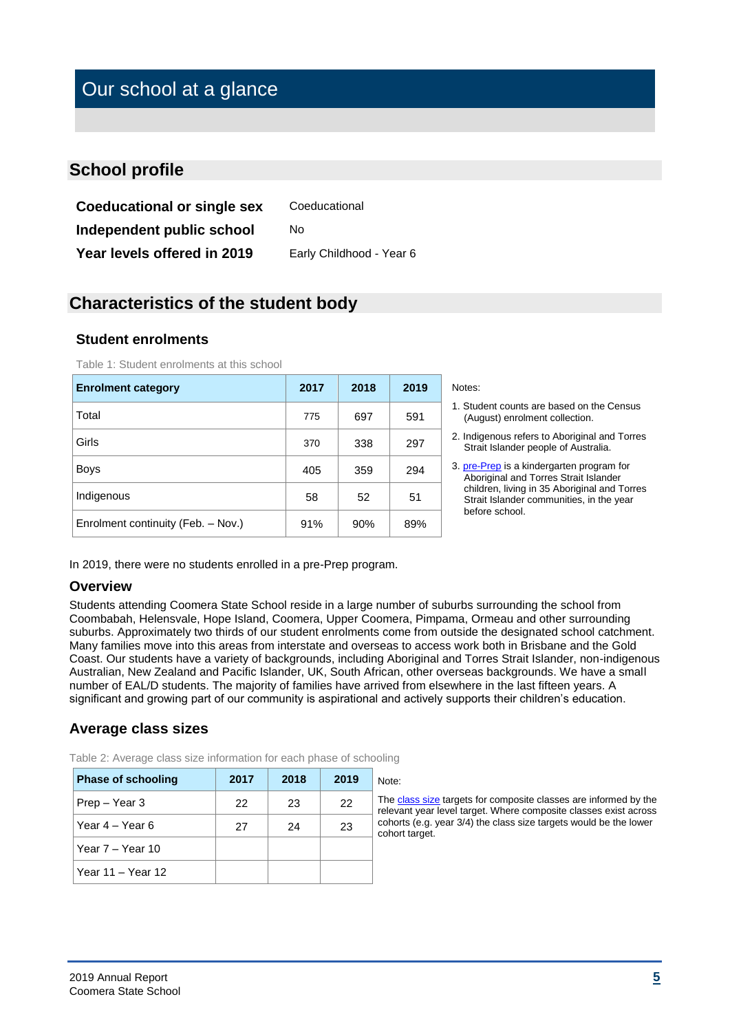# Our school at a glance

## School profile

**Coeducational or single sex** Coeducational

**Independent public school** No

**Year levels offered in 2019** Early Childhood - Year 6

## Characteristics of the student body

### Student enrolments

Table 1: Student enrolments at this school

| Enrolment category | 2017 | 2018 | 2019 |
|---|---|---|---|
| Total | 775 | 697 | 591 |
| Girls | 370 | 338 | 297 |
| Boys | 405 | 359 | 294 |
| Indigenous | 58 | 52 | 51 |
| Enrolment continuity (Feb. – Nov.) | 91% | 90% | 89% |

Notes:

1. Student counts are based on the Census (August) enrolment collection.
2. Indigenous refers to Aboriginal and Torres Strait Islander people of Australia.
3. pre-Prep is a kindergarten program for Aboriginal and Torres Strait Islander children, living in 35 Aboriginal and Torres Strait Islander communities, in the year before school.

In 2019, there were no students enrolled in a pre-Prep program.

### Overview

Students attending Coomera State School reside in a large number of suburbs surrounding the school from Coombabah, Helensvale, Hope Island, Coomera, Upper Coomera, Pimpama, Ormeau and other surrounding suburbs. Approximately two thirds of our student enrolments come from outside the designated school catchment. Many families move into this areas from interstate and overseas to access work both in Brisbane and the Gold Coast. Our students have a variety of backgrounds, including Aboriginal and Torres Strait Islander, non-indigenous Australian, New Zealand and Pacific Islander, UK, South African, other overseas backgrounds. We have a small number of EAL/D students. The majority of families have arrived from elsewhere in the last fifteen years. A significant and growing part of our community is aspirational and actively supports their children's education.

### Average class sizes

Table 2: Average class size information for each phase of schooling

| Phase of schooling | 2017 | 2018 | 2019 |
|---|---|---|---|
| Prep – Year 3 | 22 | 23 | 22 |
| Year 4 – Year 6 | 27 | 24 | 23 |
| Year 7 – Year 10 | | | |
| Year 11 – Year 12 | | | |

Note:

The class size targets for composite classes are informed by the relevant year level target. Where composite classes exist across cohorts (e.g. year 3/4) the class size targets would be the lower cohort target.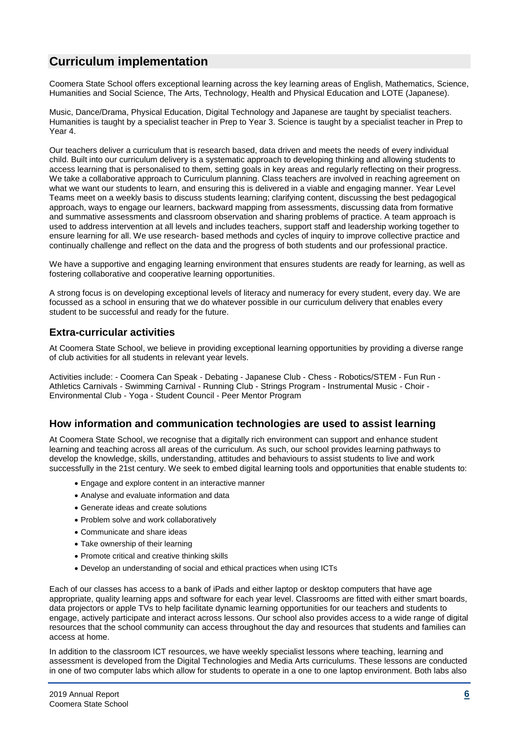## Curriculum implementation

Coomera State School offers exceptional learning across the key learning areas of English, Mathematics, Science, Humanities and Social Science, The Arts, Technology, Health and Physical Education and LOTE (Japanese).

Music, Dance/Drama, Physical Education, Digital Technology and Japanese are taught by specialist teachers. Humanities is taught by a specialist teacher in Prep to Year 3. Science is taught by a specialist teacher in Prep to Year 4.

Our teachers deliver a curriculum that is research based, data driven and meets the needs of every individual child. Built into our curriculum delivery is a systematic approach to developing thinking and allowing students to access learning that is personalised to them, setting goals in key areas and regularly reflecting on their progress. We take a collaborative approach to Curriculum planning. Class teachers are involved in reaching agreement on what we want our students to learn, and ensuring this is delivered in a viable and engaging manner. Year Level Teams meet on a weekly basis to discuss students learning; clarifying content, discussing the best pedagogical approach, ways to engage our learners, backward mapping from assessments, discussing data from formative and summative assessments and classroom observation and sharing problems of practice. A team approach is used to address intervention at all levels and includes teachers, support staff and leadership working together to ensure learning for all. We use research- based methods and cycles of inquiry to improve collective practice and continually challenge and reflect on the data and the progress of both students and our professional practice.

We have a supportive and engaging learning environment that ensures students are ready for learning, as well as fostering collaborative and cooperative learning opportunities.

A strong focus is on developing exceptional levels of literacy and numeracy for every student, every day. We are focussed as a school in ensuring that we do whatever possible in our curriculum delivery that enables every student to be successful and ready for the future.

### Extra-curricular activities

At Coomera State School, we believe in providing exceptional learning opportunities by providing a diverse range of club activities for all students in relevant year levels.

Activities include: - Coomera Can Speak - Debating - Japanese Club - Chess - Robotics/STEM - Fun Run - Athletics Carnivals - Swimming Carnival - Running Club - Strings Program - Instrumental Music - Choir - Environmental Club - Yoga - Student Council - Peer Mentor Program

### How information and communication technologies are used to assist learning

At Coomera State School, we recognise that a digitally rich environment can support and enhance student learning and teaching across all areas of the curriculum. As such, our school provides learning pathways to develop the knowledge, skills, understanding, attitudes and behaviours to assist students to live and work successfully in the 21st century. We seek to embed digital learning tools and opportunities that enable students to:

- Engage and explore content in an interactive manner
- Analyse and evaluate information and data
- Generate ideas and create solutions
- Problem solve and work collaboratively
- Communicate and share ideas
- Take ownership of their learning
- Promote critical and creative thinking skills
- Develop an understanding of social and ethical practices when using ICTs

Each of our classes has access to a bank of iPads and either laptop or desktop computers that have age appropriate, quality learning apps and software for each year level. Classrooms are fitted with either smart boards, data projectors or apple TVs to help facilitate dynamic learning opportunities for our teachers and students to engage, actively participate and interact across lessons. Our school also provides access to a wide range of digital resources that the school community can access throughout the day and resources that students and families can access at home.

In addition to the classroom ICT resources, we have weekly specialist lessons where teaching, learning and assessment is developed from the Digital Technologies and Media Arts curriculums. These lessons are conducted in one of two computer labs which allow for students to operate in a one to one laptop environment. Both labs also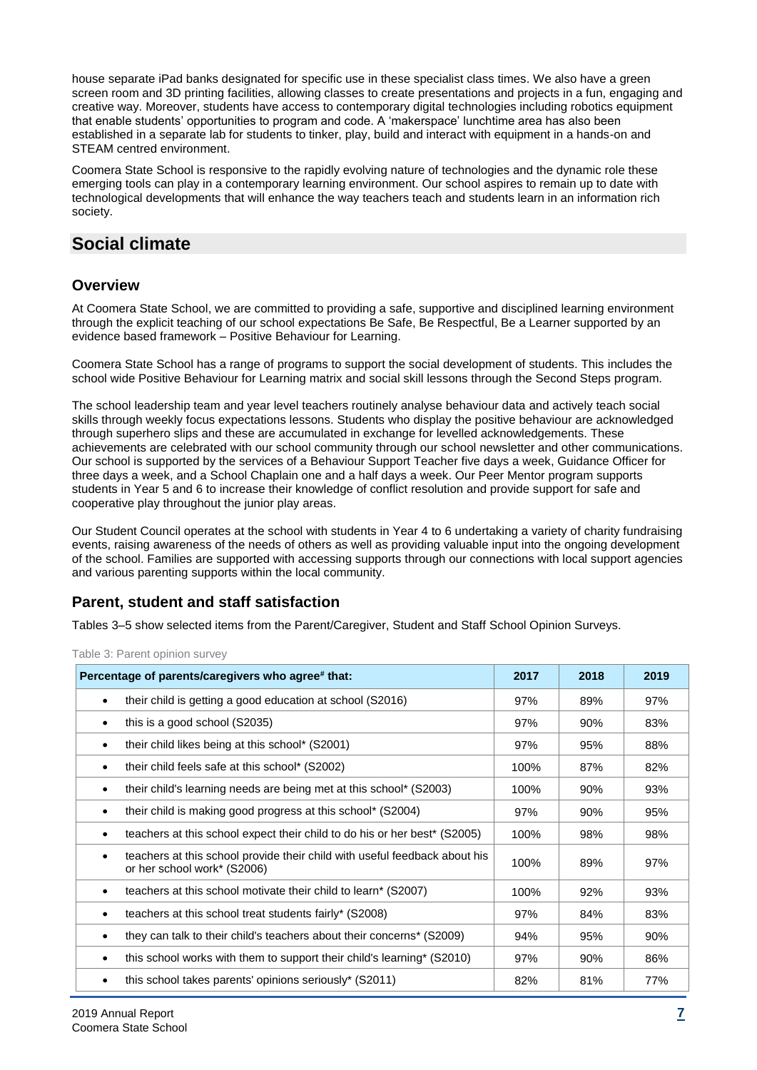house separate iPad banks designated for specific use in these specialist class times. We also have a green screen room and 3D printing facilities, allowing classes to create presentations and projects in a fun, engaging and creative way. Moreover, students have access to contemporary digital technologies including robotics equipment that enable students' opportunities to program and code. A 'makerspace' lunchtime area has also been established in a separate lab for students to tinker, play, build and interact with equipment in a hands-on and STEAM centred environment.

Coomera State School is responsive to the rapidly evolving nature of technologies and the dynamic role these emerging tools can play in a contemporary learning environment. Our school aspires to remain up to date with technological developments that will enhance the way teachers teach and students learn in an information rich society.

## Social climate

### Overview

At Coomera State School, we are committed to providing a safe, supportive and disciplined learning environment through the explicit teaching of our school expectations Be Safe, Be Respectful, Be a Learner supported by an evidence based framework – Positive Behaviour for Learning.

Coomera State School has a range of programs to support the social development of students. This includes the school wide Positive Behaviour for Learning matrix and social skill lessons through the Second Steps program.

The school leadership team and year level teachers routinely analyse behaviour data and actively teach social skills through weekly focus expectations lessons. Students who display the positive behaviour are acknowledged through superhero slips and these are accumulated in exchange for levelled acknowledgements. These achievements are celebrated with our school community through our school newsletter and other communications. Our school is supported by the services of a Behaviour Support Teacher five days a week, Guidance Officer for three days a week, and a School Chaplain one and a half days a week. Our Peer Mentor program supports students in Year 5 and 6 to increase their knowledge of conflict resolution and provide support for safe and cooperative play throughout the junior play areas.

Our Student Council operates at the school with students in Year 4 to 6 undertaking a variety of charity fundraising events, raising awareness of the needs of others as well as providing valuable input into the ongoing development of the school. Families are supported with accessing supports through our connections with local support agencies and various parenting supports within the local community.

### Parent, student and staff satisfaction

Tables 3–5 show selected items from the Parent/Caregiver, Student and Staff School Opinion Surveys.

Table 3: Parent opinion survey

| Percentage of parents/caregivers who agree# that: | 2017 | 2018 | 2019 |
|---|---|---|---|
| • their child is getting a good education at school (S2016) | 97% | 89% | 97% |
| • this is a good school (S2035) | 97% | 90% | 83% |
| • their child likes being at this school* (S2001) | 97% | 95% | 88% |
| • their child feels safe at this school* (S2002) | 100% | 87% | 82% |
| • their child's learning needs are being met at this school* (S2003) | 100% | 90% | 93% |
| • their child is making good progress at this school* (S2004) | 97% | 90% | 95% |
| • teachers at this school expect their child to do his or her best* (S2005) | 100% | 98% | 98% |
| • teachers at this school provide their child with useful feedback about his or her school work* (S2006) | 100% | 89% | 97% |
| • teachers at this school motivate their child to learn* (S2007) | 100% | 92% | 93% |
| • teachers at this school treat students fairly* (S2008) | 97% | 84% | 83% |
| • they can talk to their child's teachers about their concerns* (S2009) | 94% | 95% | 90% |
| • this school works with them to support their child's learning* (S2010) | 97% | 90% | 86% |
| • this school takes parents' opinions seriously* (S2011) | 82% | 81% | 77% |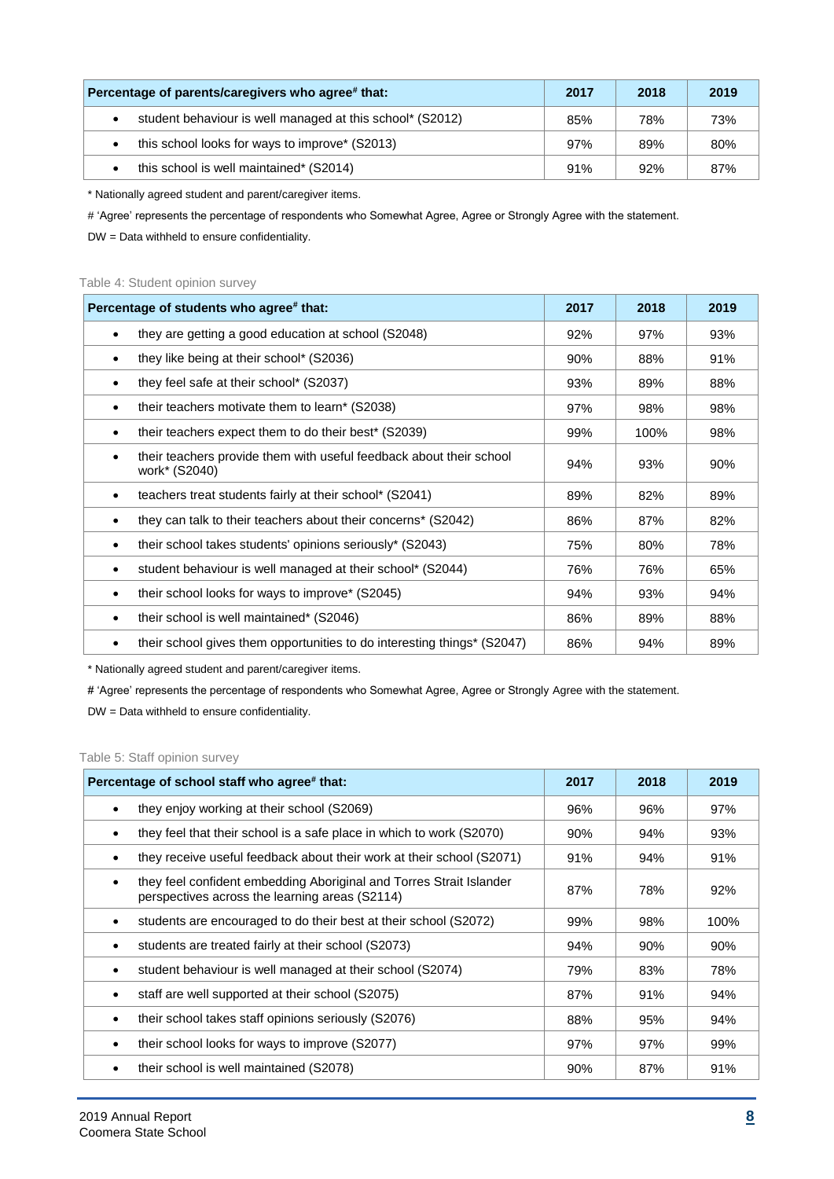| Percentage of parents/caregivers who agree# that: | 2017 | 2018 | 2019 |
|---|---|---|---|
| • student behaviour is well managed at this school* (S2012) | 85% | 78% | 73% |
| • this school looks for ways to improve* (S2013) | 97% | 89% | 80% |
| • this school is well maintained* (S2014) | 91% | 92% | 87% |

* Nationally agreed student and parent/caregiver items.

# 'Agree' represents the percentage of respondents who Somewhat Agree, Agree or Strongly Agree with the statement.

DW = Data withheld to ensure confidentiality.

Table 4: Student opinion survey

| Percentage of students who agree# that: | 2017 | 2018 | 2019 |
|---|---|---|---|
| • they are getting a good education at school (S2048) | 92% | 97% | 93% |
| • they like being at their school* (S2036) | 90% | 88% | 91% |
| • they feel safe at their school* (S2037) | 93% | 89% | 88% |
| • their teachers motivate them to learn* (S2038) | 97% | 98% | 98% |
| • their teachers expect them to do their best* (S2039) | 99% | 100% | 98% |
| • their teachers provide them with useful feedback about their school work* (S2040) | 94% | 93% | 90% |
| • teachers treat students fairly at their school* (S2041) | 89% | 82% | 89% |
| • they can talk to their teachers about their concerns* (S2042) | 86% | 87% | 82% |
| • their school takes students' opinions seriously* (S2043) | 75% | 80% | 78% |
| • student behaviour is well managed at their school* (S2044) | 76% | 76% | 65% |
| • their school looks for ways to improve* (S2045) | 94% | 93% | 94% |
| • their school is well maintained* (S2046) | 86% | 89% | 88% |
| • their school gives them opportunities to do interesting things* (S2047) | 86% | 94% | 89% |

* Nationally agreed student and parent/caregiver items.

# 'Agree' represents the percentage of respondents who Somewhat Agree, Agree or Strongly Agree with the statement.

DW = Data withheld to ensure confidentiality.

Table 5: Staff opinion survey

| Percentage of school staff who agree# that: | 2017 | 2018 | 2019 |
|---|---|---|---|
| • they enjoy working at their school (S2069) | 96% | 96% | 97% |
| • they feel that their school is a safe place in which to work (S2070) | 90% | 94% | 93% |
| • they receive useful feedback about their work at their school (S2071) | 91% | 94% | 91% |
| • they feel confident embedding Aboriginal and Torres Strait Islander perspectives across the learning areas (S2114) | 87% | 78% | 92% |
| • students are encouraged to do their best at their school (S2072) | 99% | 98% | 100% |
| • students are treated fairly at their school (S2073) | 94% | 90% | 90% |
| • student behaviour is well managed at their school (S2074) | 79% | 83% | 78% |
| • staff are well supported at their school (S2075) | 87% | 91% | 94% |
| • their school takes staff opinions seriously (S2076) | 88% | 95% | 94% |
| • their school looks for ways to improve (S2077) | 97% | 97% | 99% |
| • their school is well maintained (S2078) | 90% | 87% | 91% |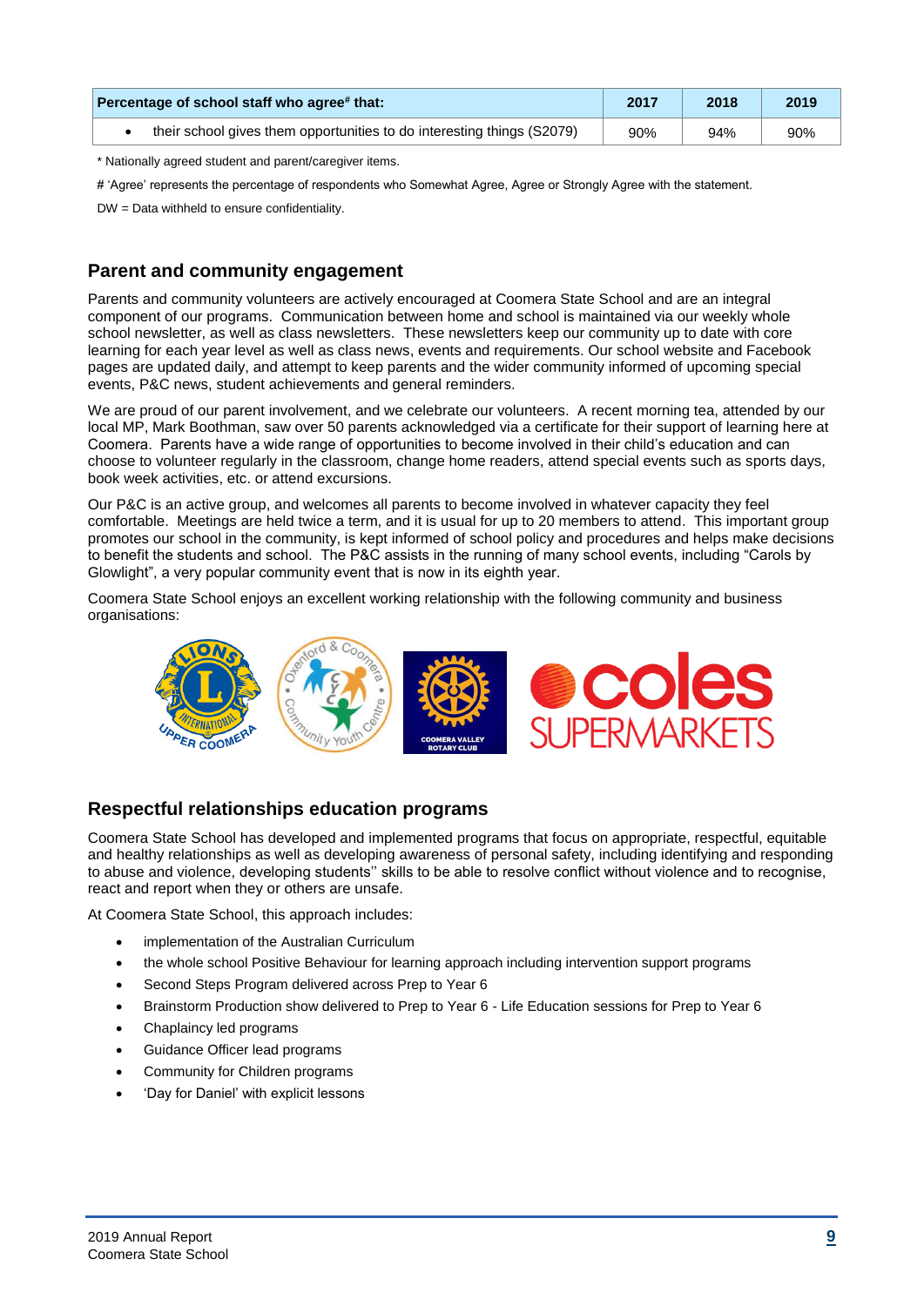| Percentage of school staff who agree# that: | 2017 | 2018 | 2019 |
|---|---|---|---|
| • their school gives them opportunities to do interesting things (S2079) | 90% | 94% | 90% |

* Nationally agreed student and parent/caregiver items.

# 'Agree' represents the percentage of respondents who Somewhat Agree, Agree or Strongly Agree with the statement.

DW = Data withheld to ensure confidentiality.

## Parent and community engagement

Parents and community volunteers are actively encouraged at Coomera State School and are an integral component of our programs. Communication between home and school is maintained via our weekly whole school newsletter, as well as class newsletters. These newsletters keep our community up to date with core learning for each year level as well as class news, events and requirements. Our school website and Facebook pages are updated daily, and attempt to keep parents and the wider community informed of upcoming special events, P&C news, student achievements and general reminders.

We are proud of our parent involvement, and we celebrate our volunteers. A recent morning tea, attended by our local MP, Mark Boothman, saw over 50 parents acknowledged via a certificate for their support of learning here at Coomera. Parents have a wide range of opportunities to become involved in their child's education and can choose to volunteer regularly in the classroom, change home readers, attend special events such as sports days, book week activities, etc. or attend excursions.

Our P&C is an active group, and welcomes all parents to become involved in whatever capacity they feel comfortable. Meetings are held twice a term, and it is usual for up to 20 members to attend. This important group promotes our school in the community, is kept informed of school policy and procedures and helps make decisions to benefit the students and school. The P&C assists in the running of many school events, including "Carols by Glowlight", a very popular community event that is now in its eighth year.

Coomera State School enjoys an excellent working relationship with the following community and business organisations:

## Respectful relationships education programs

Coomera State School has developed and implemented programs that focus on appropriate, respectful, equitable and healthy relationships as well as developing awareness of personal safety, including identifying and responding to abuse and violence, developing students'' skills to be able to resolve conflict without violence and to recognise, react and report when they or others are unsafe.

At Coomera State School, this approach includes:

- implementation of the Australian Curriculum
- the whole school Positive Behaviour for learning approach including intervention support programs
- Second Steps Program delivered across Prep to Year 6
- Brainstorm Production show delivered to Prep to Year 6 - Life Education sessions for Prep to Year 6
- Chaplaincy led programs
- Guidance Officer lead programs
- Community for Children programs
- 'Day for Daniel' with explicit lessons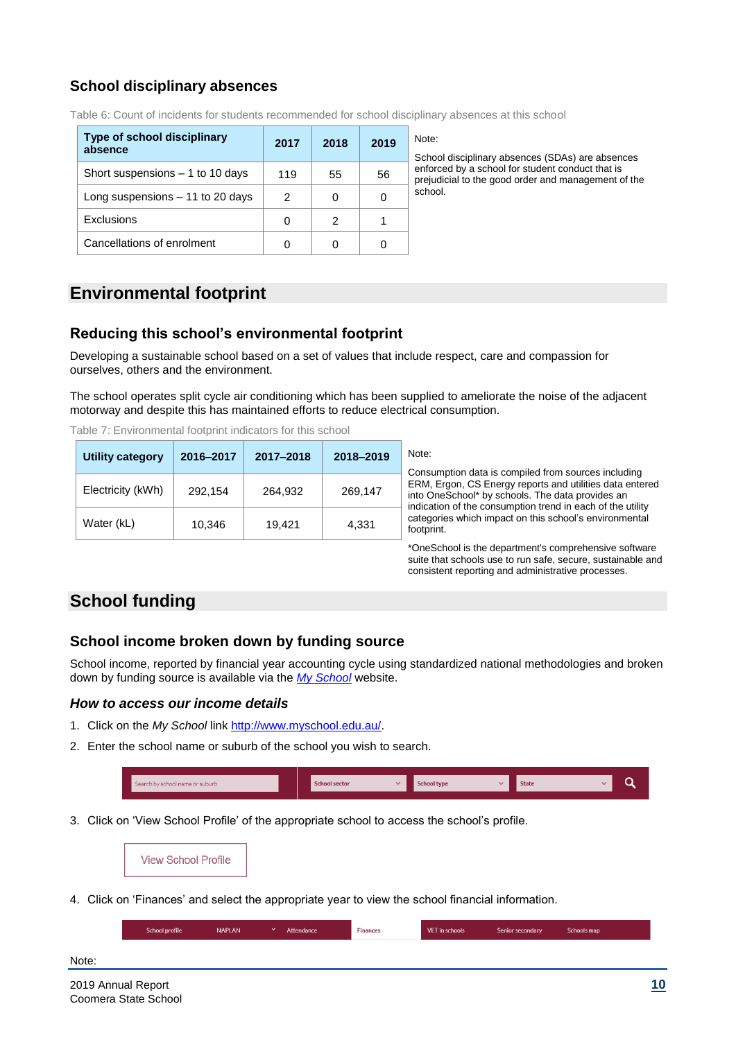### School disciplinary absences

Table 6: Count of incidents for students recommended for school disciplinary absences at this school

| Type of school disciplinary absence | 2017 | 2018 | 2019 |
|---|---|---|---|
| Short suspensions – 1 to 10 days | 119 | 55 | 56 |
| Long suspensions – 11 to 20 days | 2 | 0 | 0 |
| Exclusions | 0 | 2 | 1 |
| Cancellations of enrolment | 0 | 0 | 0 |

Note:

School disciplinary absences (SDAs) are absences enforced by a school for student conduct that is prejudicial to the good order and management of the school.

## Environmental footprint

### Reducing this school's environmental footprint

Developing a sustainable school based on a set of values that include respect, care and compassion for ourselves, others and the environment.

The school operates split cycle air conditioning which has been supplied to ameliorate the noise of the adjacent motorway and despite this has maintained efforts to reduce electrical consumption.

Table 7: Environmental footprint indicators for this school

| Utility category | 2016–2017 | 2017–2018 | 2018–2019 |
|---|---|---|---|
| Electricity (kWh) | 292,154 | 264,932 | 269,147 |
| Water (kL) | 10,346 | 19,421 | 4,331 |

Note:

Consumption data is compiled from sources including ERM, Ergon, CS Energy reports and utilities data entered into OneSchool* by schools. The data provides an indication of the consumption trend in each of the utility categories which impact on this school's environmental footprint.

*OneSchool is the department's comprehensive software suite that schools use to run safe, secure, sustainable and consistent reporting and administrative processes.

## School funding

### School income broken down by funding source

School income, reported by financial year accounting cycle using standardized national methodologies and broken down by funding source is available via the *My School* website.

#### *How to access our income details*

1. Click on the *My School* link http://www.myschool.edu.au/.
2. Enter the school name or suburb of the school you wish to search.

| Search by school name or suburb | School sector | School type | State |
|---|---|---|---|

3. Click on 'View School Profile' of the appropriate school to access the school's profile.

View School Profile

4. Click on 'Finances' and select the appropriate year to view the school financial information.

| School profile | NAPLAN | Attendance | Finances | VET in schools | Senior secondary | Schools map |
|---|---|---|---|---|---|---|

Note: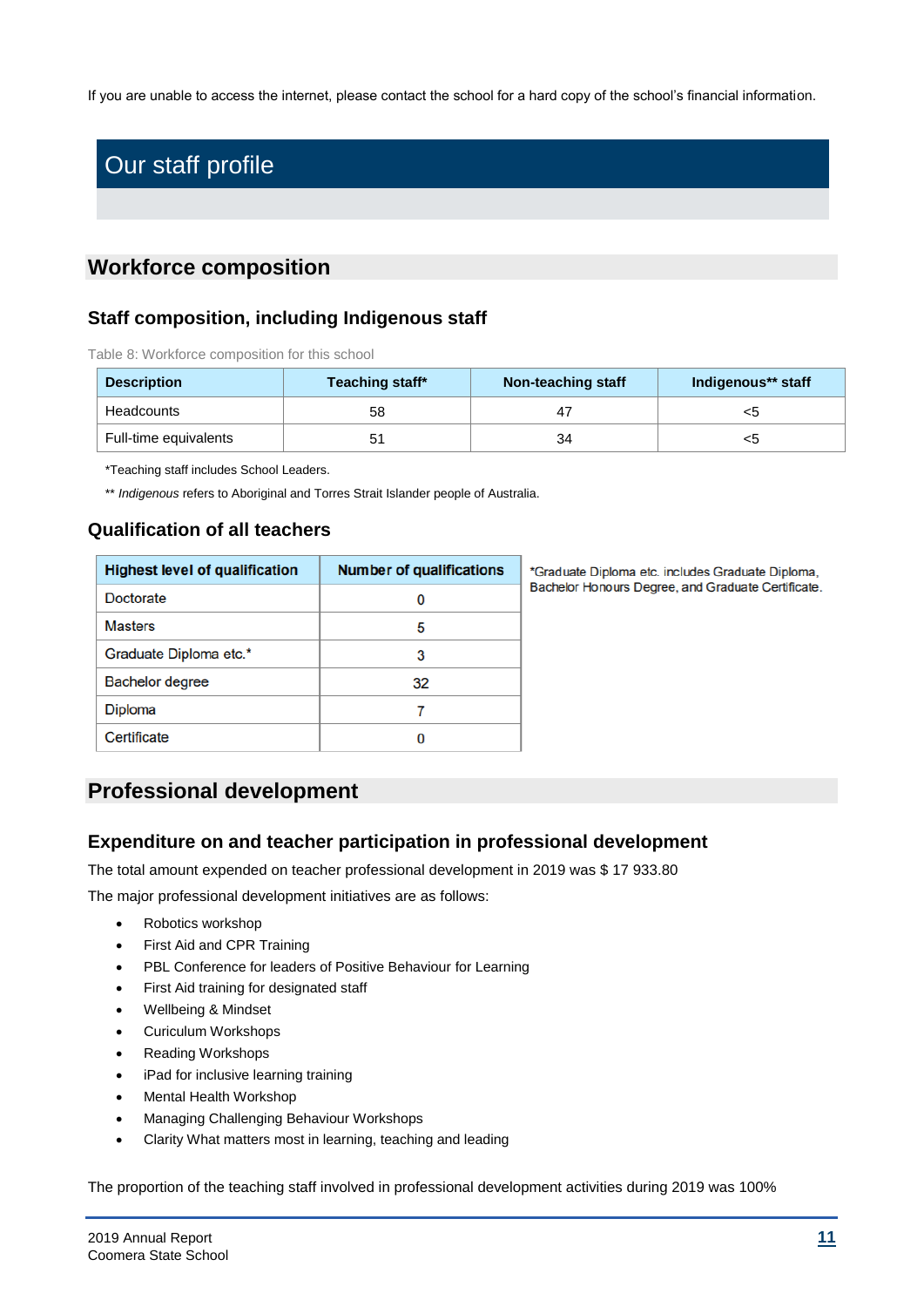If you are unable to access the internet, please contact the school for a hard copy of the school's financial information.

# Our staff profile

## Workforce composition

### Staff composition, including Indigenous staff

Table 8: Workforce composition for this school

| Description | Teaching staff* | Non-teaching staff | Indigenous** staff |
|---|---|---|---|
| Headcounts | 58 | 47 | <5 |
| Full-time equivalents | 51 | 34 | <5 |

*Teaching staff includes School Leaders.

** *Indigenous* refers to Aboriginal and Torres Strait Islander people of Australia.

### Qualification of all teachers

| Highest level of qualification | Number of qualifications |
|---|---|
| Doctorate | 0 |
| Masters | 5 |
| Graduate Diploma etc.* | 3 |
| Bachelor degree | 32 |
| Diploma | 7 |
| Certificate | 0 |

*Graduate Diploma etc. includes Graduate Diploma, Bachelor Honours Degree, and Graduate Certificate.

## Professional development

### Expenditure on and teacher participation in professional development

The total amount expended on teacher professional development in 2019 was $ 17 933.80

The major professional development initiatives are as follows:

- Robotics workshop
- First Aid and CPR Training
- PBL Conference for leaders of Positive Behaviour for Learning
- First Aid training for designated staff
- Wellbeing & Mindset
- Curiculum Workshops
- Reading Workshops
- iPad for inclusive learning training
- Mental Health Workshop
- Managing Challenging Behaviour Workshops
- Clarity What matters most in learning, teaching and leading

The proportion of the teaching staff involved in professional development activities during 2019 was 100%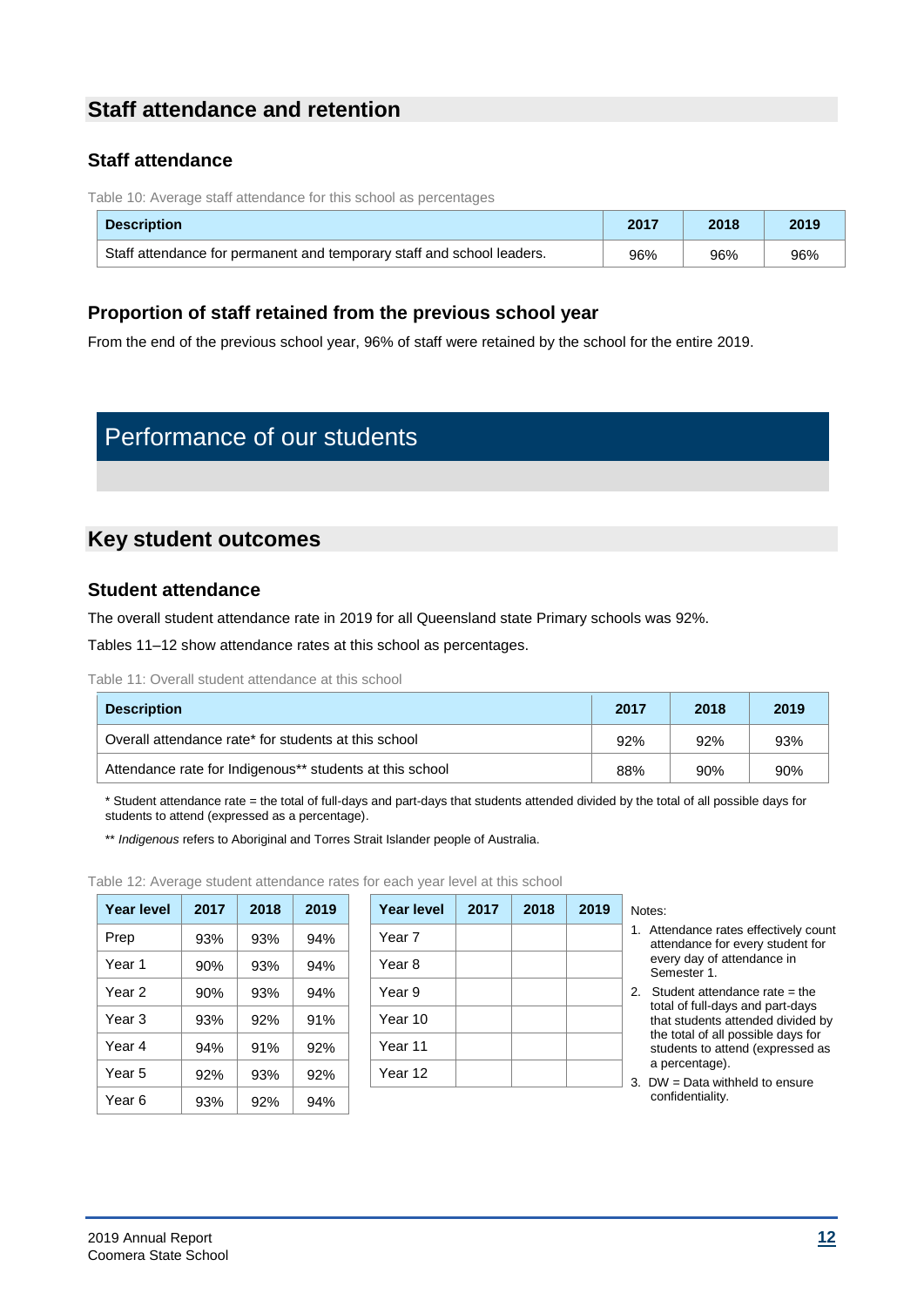## Staff attendance and retention

### Staff attendance

Table 10: Average staff attendance for this school as percentages

| Description | 2017 | 2018 | 2019 |
|---|---|---|---|
| Staff attendance for permanent and temporary staff and school leaders. | 96% | 96% | 96% |

### Proportion of staff retained from the previous school year

From the end of the previous school year, 96% of staff were retained by the school for the entire 2019.

# Performance of our students

## Key student outcomes

### Student attendance

The overall student attendance rate in 2019 for all Queensland state Primary schools was 92%.

Tables 11–12 show attendance rates at this school as percentages.

Table 11: Overall student attendance at this school

| Description | 2017 | 2018 | 2019 |
|---|---|---|---|
| Overall attendance rate* for students at this school | 92% | 92% | 93% |
| Attendance rate for Indigenous** students at this school | 88% | 90% | 90% |

* Student attendance rate = the total of full-days and part-days that students attended divided by the total of all possible days for students to attend (expressed as a percentage).

** *Indigenous* refers to Aboriginal and Torres Strait Islander people of Australia.

Table 12: Average student attendance rates for each year level at this school

| Year level | 2017 | 2018 | 2019 |
|---|---|---|---|
| Prep | 93% | 93% | 94% |
| Year 1 | 90% | 93% | 94% |
| Year 2 | 90% | 93% | 94% |
| Year 3 | 93% | 92% | 91% |
| Year 4 | 94% | 91% | 92% |
| Year 5 | 92% | 93% | 92% |
| Year 6 | 93% | 92% | 94% |

| Year level | 2017 | 2018 | 2019 |
|---|---|---|---|
| Year 7 | | | |
| Year 8 | | | |
| Year 9 | | | |
| Year 10 | | | |
| Year 11 | | | |
| Year 12 | | | |

Notes:

1. Attendance rates effectively count attendance for every student for every day of attendance in Semester 1.
2. Student attendance rate = the total of full-days and part-days that students attended divided by the total of all possible days for students to attend (expressed as a percentage).
3. DW = Data withheld to ensure confidentiality.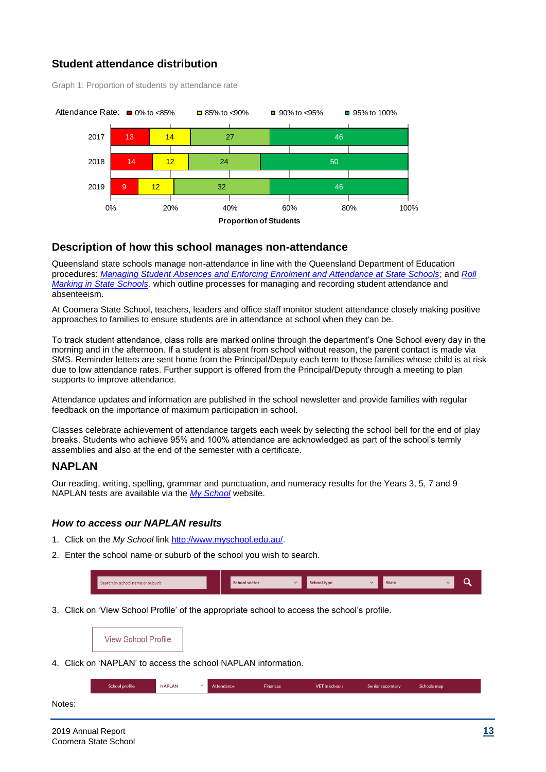## Student attendance distribution

Graph 1: Proportion of students by attendance rate

| Year | 0% to <85% | 85% to <90% | 90% to <95% | 95% to 100% |
|---|---|---|---|---|
| 2017 | 13 | 14 | 27 | 46 |
| 2018 | 14 | 12 | 24 | 50 |
| 2019 | 9 | 12 | 32 | 46 |

Proportion of Students

## Description of how this school manages non-attendance

Queensland state schools manage non-attendance in line with the Queensland Department of Education procedures: *Managing Student Absences and Enforcing Enrolment and Attendance at State Schools*; and *Roll Marking in State Schools*, which outline processes for managing and recording student attendance and absenteeism.

At Coomera State School, teachers, leaders and office staff monitor student attendance closely making positive approaches to families to ensure students are in attendance at school when they can be.

To track student attendance, class rolls are marked online through the department's One School every day in the morning and in the afternoon. If a student is absent from school without reason, the parent contact is made via SMS. Reminder letters are sent home from the Principal/Deputy each term to those families whose child is at risk due to low attendance rates. Further support is offered from the Principal/Deputy through a meeting to plan supports to improve attendance.

Attendance updates and information are published in the school newsletter and provide families with regular feedback on the importance of maximum participation in school.

Classes celebrate achievement of attendance targets each week by selecting the school bell for the end of play breaks. Students who achieve 95% and 100% attendance are acknowledged as part of the school's termly assemblies and also at the end of the semester with a certificate.

## NAPLAN

Our reading, writing, spelling, grammar and punctuation, and numeracy results for the Years 3, 5, 7 and 9 NAPLAN tests are available via the *My School* website.

### *How to access our NAPLAN results*

1. Click on the *My School* link http://www.myschool.edu.au/.
2. Enter the school name or suburb of the school you wish to search.

   Search by school name or suburb | School sector | School type | State

3. Click on 'View School Profile' of the appropriate school to access the school's profile.

   View School Profile

4. Click on 'NAPLAN' to access the school NAPLAN information.

   School profile | NAPLAN | Attendance | Finances | VET in schools | Senior secondary | Schools map

Notes: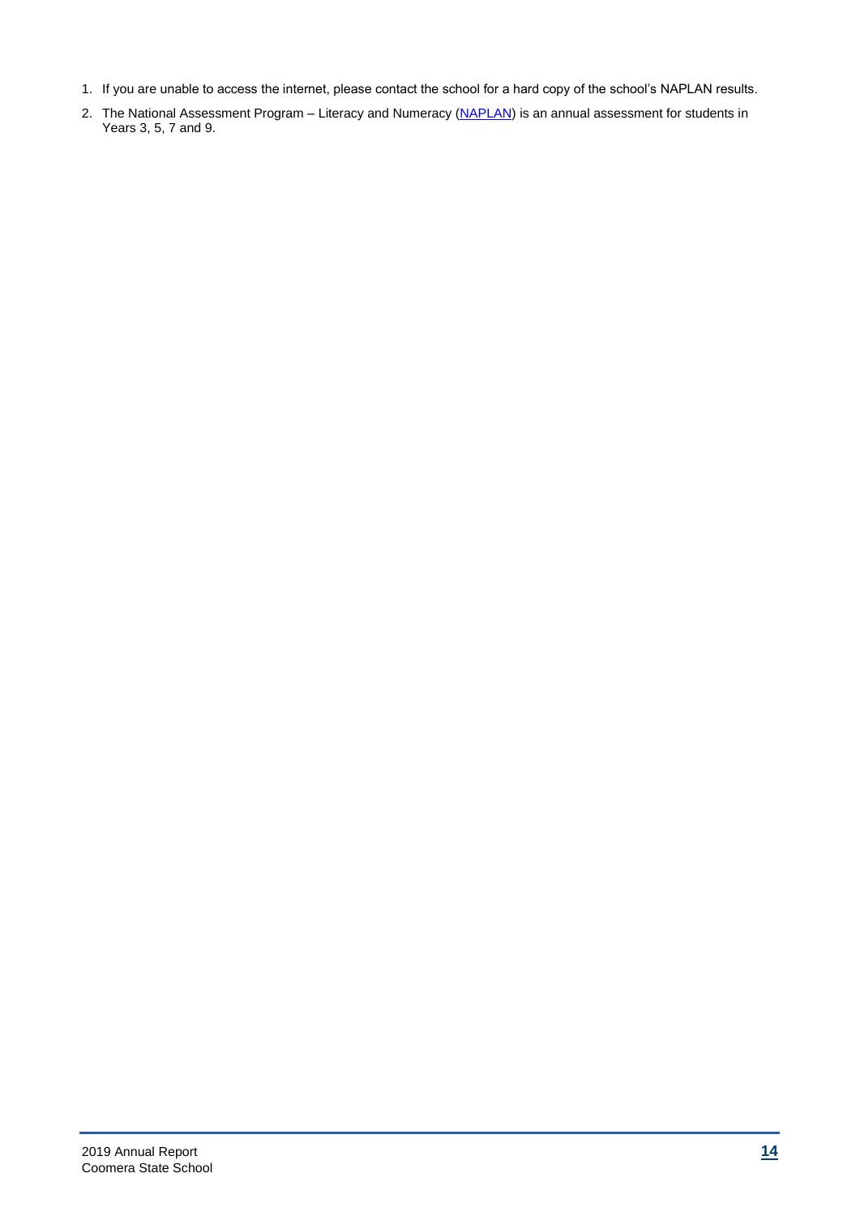1. If you are unable to access the internet, please contact the school for a hard copy of the school's NAPLAN results.
2. The National Assessment Program – Literacy and Numeracy (NAPLAN) is an annual assessment for students in Years 3, 5, 7 and 9.